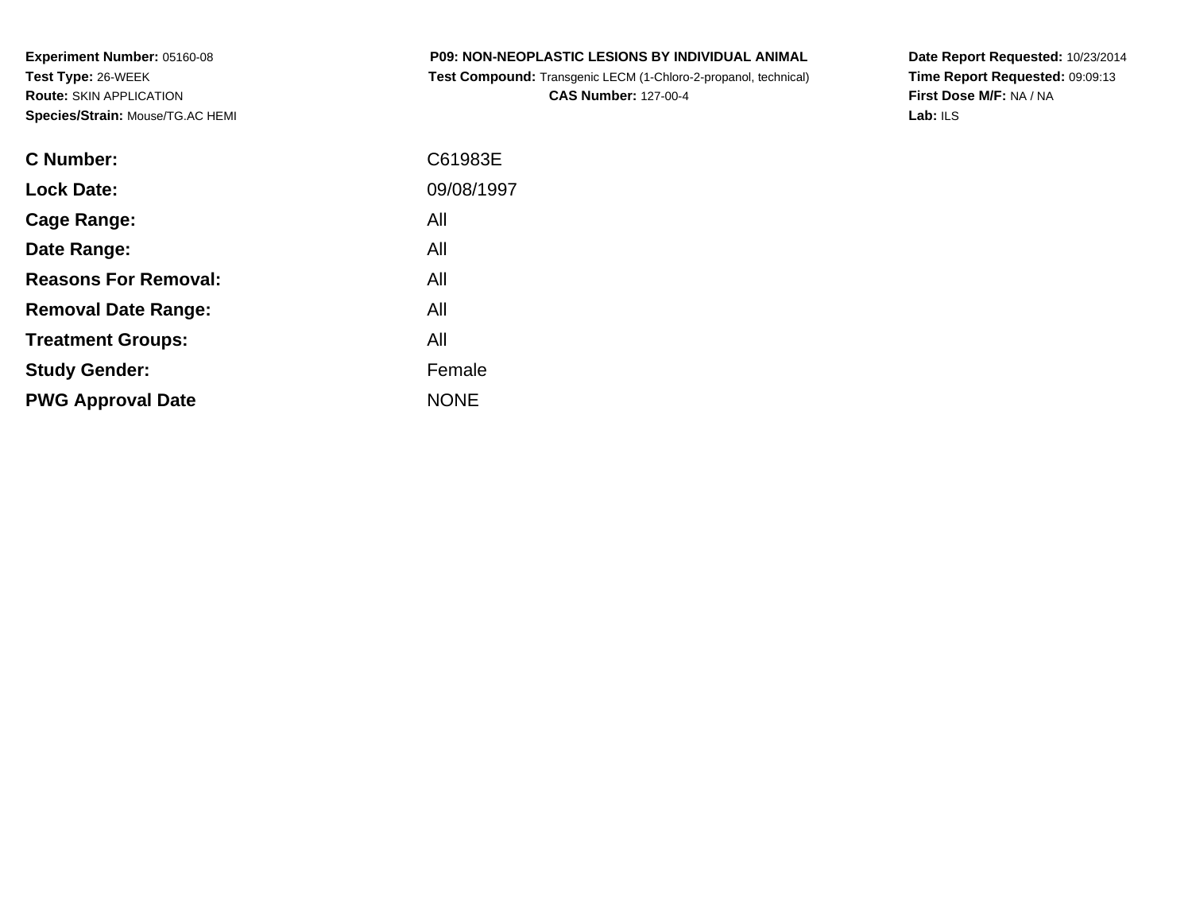**Experiment Number:** 05160-08
**Test Type:** 26-WEEK
**Route:** SKIN APPLICATION
**Species/Strain:** Mouse/TG.AC HEMI

**P09: NON-NEOPLASTIC LESIONS BY INDIVIDUAL ANIMAL**
**Test Compound:** Transgenic LECM (1-Chloro-2-propanol, technical)
**CAS Number:** 127-00-4

**Date Report Requested:** 10/23/2014
**Time Report Requested:** 09:09:13
**First Dose M/F:** NA / NA
**Lab:** ILS

| | |
|---|---|
| **C Number:** | C61983E |
| **Lock Date:** | 09/08/1997 |
| **Cage Range:** | All |
| **Date Range:** | All |
| **Reasons For Removal:** | All |
| **Removal Date Range:** | All |
| **Treatment Groups:** | All |
| **Study Gender:** | Female |
| **PWG Approval Date** | NONE |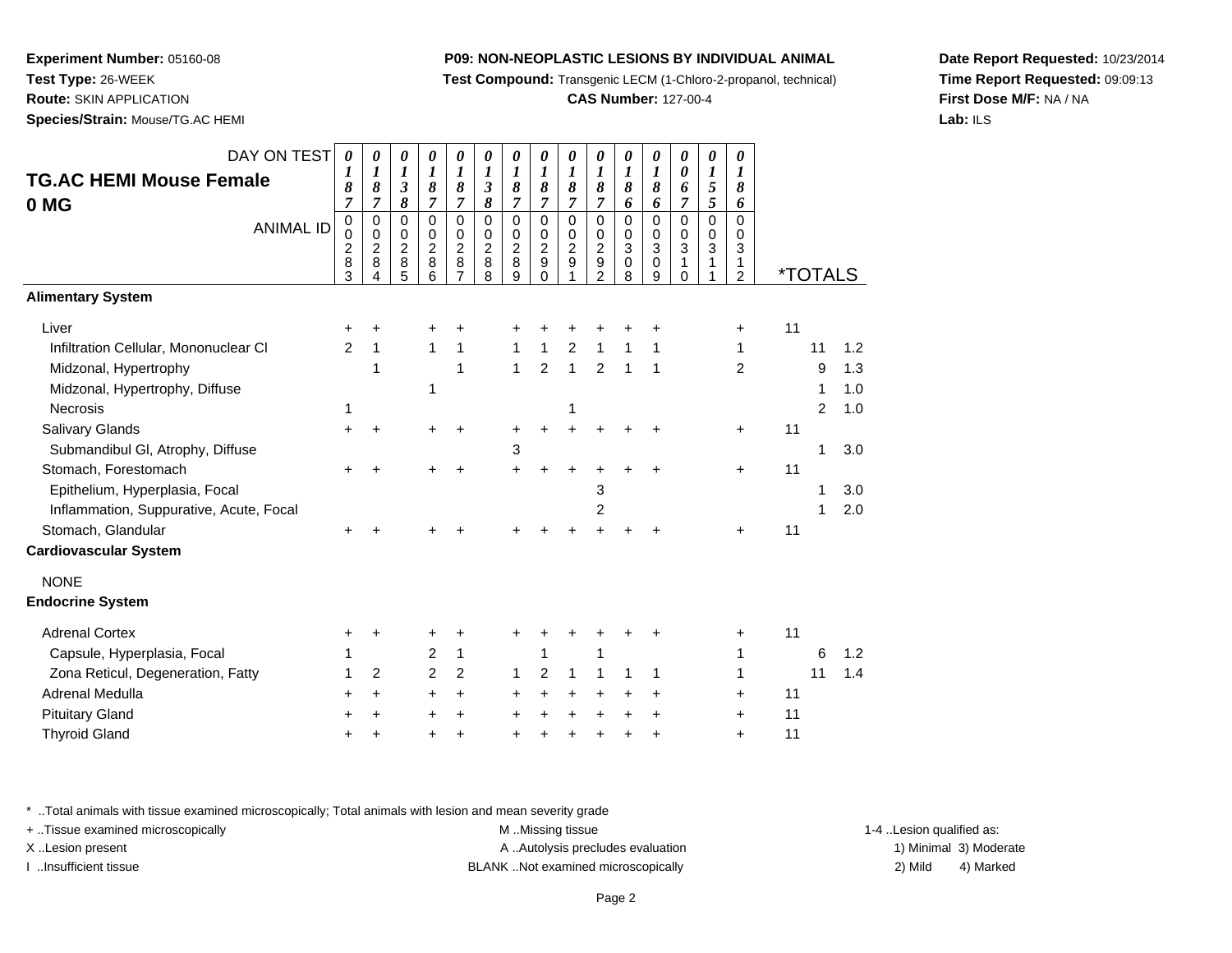**Experiment Number:** 05160-08
**Test Type:** 26-WEEK
**Route:** SKIN APPLICATION
**Species/Strain:** Mouse/TG.AC HEMI

**P09: NON-NEOPLASTIC LESIONS BY INDIVIDUAL ANIMAL**
**Test Compound:** Transgenic LECM (1-Chloro-2-propanol, technical)
**CAS Number:** 127-00-4

**Date Report Requested:** 10/23/2014
**Time Report Requested:** 09:09:13
**First Dose M/F:** NA / NA
**Lab:** ILS

## TG.AC HEMI Mouse Female 0 MG

| DAY ON TEST | 0187 | 0187 | 0138 | 0187 | 0187 | 0138 | 0187 | 0187 | 0187 | 0187 | 0186 | 0186 | 0067 | 0155 | 0186 | *TOTALS | | |
|---|---|---|---|---|---|---|---|---|---|---|---|---|---|---|---|---|---|---|
| ANIMAL ID | 00283 | 00284 | 00285 | 00286 | 00287 | 00288 | 00289 | 00290 | 00291 | 00292 | 00308 | 00309 | 00310 | 00311 | 00312 | | | |
| **Alimentary System** | | | | | | | | | | | | | | | | | | |
| Liver | + | + | | + | + | | + | + | + | + | + | + | | | + | 11 | | |
| Infiltration Cellular, Mononuclear Cl | 2 | 1 | | 1 | 1 | | 1 | 1 | 2 | 1 | 1 | 1 | | | 1 | | 11 | 1.2 |
| Midzonal, Hypertrophy | | 1 | | | 1 | | 1 | 2 | 1 | 2 | 1 | 1 | | | 2 | | 9 | 1.3 |
| Midzonal, Hypertrophy, Diffuse | | | | 1 | | | | | | | | | | | | | 1 | 1.0 |
| Necrosis | 1 | | | | | | | | 1 | | | | | | | | 2 | 1.0 |
| Salivary Glands | + | + | | + | + | | + | + | + | + | + | + | | | + | 11 | | |
| Submandibul Gl, Atrophy, Diffuse | | | | | | | 3 | | | | | | | | | | 1 | 3.0 |
| Stomach, Forestomach | + | + | | + | + | | + | + | + | + | + | + | | | + | 11 | | |
| Epithelium, Hyperplasia, Focal | | | | | | | | | | 3 | | | | | | | 1 | 3.0 |
| Inflammation, Suppurative, Acute, Focal | | | | | | | | | | 2 | | | | | | | 1 | 2.0 |
| Stomach, Glandular | + | + | | + | + | | + | + | + | + | + | + | | | + | 11 | | |
| **Cardiovascular System** | | | | | | | | | | | | | | | | | | |
| NONE | | | | | | | | | | | | | | | | | | |
| **Endocrine System** | | | | | | | | | | | | | | | | | | |
| Adrenal Cortex | + | + | | + | + | | + | + | + | + | + | + | | | + | 11 | | |
| Capsule, Hyperplasia, Focal | 1 | | | 2 | 1 | | | 1 | | 1 | | | | | 1 | | 6 | 1.2 |
| Zona Reticul, Degeneration, Fatty | 1 | 2 | | 2 | 2 | | 1 | 2 | 1 | 1 | 1 | 1 | | | 1 | | 11 | 1.4 |
| Adrenal Medulla | + | + | | + | + | | + | + | + | + | + | + | | | + | 11 | | |
| Pituitary Gland | + | + | | + | + | | + | + | + | + | + | + | | | + | 11 | | |
| Thyroid Gland | + | + | | + | + | | + | + | + | + | + | + | | | + | 11 | | |

\* ..Total animals with tissue examined microscopically; Total animals with lesion and mean severity grade
+ ..Tissue examined microscopically
X ..Lesion present
I ..Insufficient tissue

M ..Missing tissue
A ..Autolysis precludes evaluation
BLANK ..Not examined microscopically

1-4 ..Lesion qualified as:
1) Minimal 3) Moderate
2) Mild 4) Marked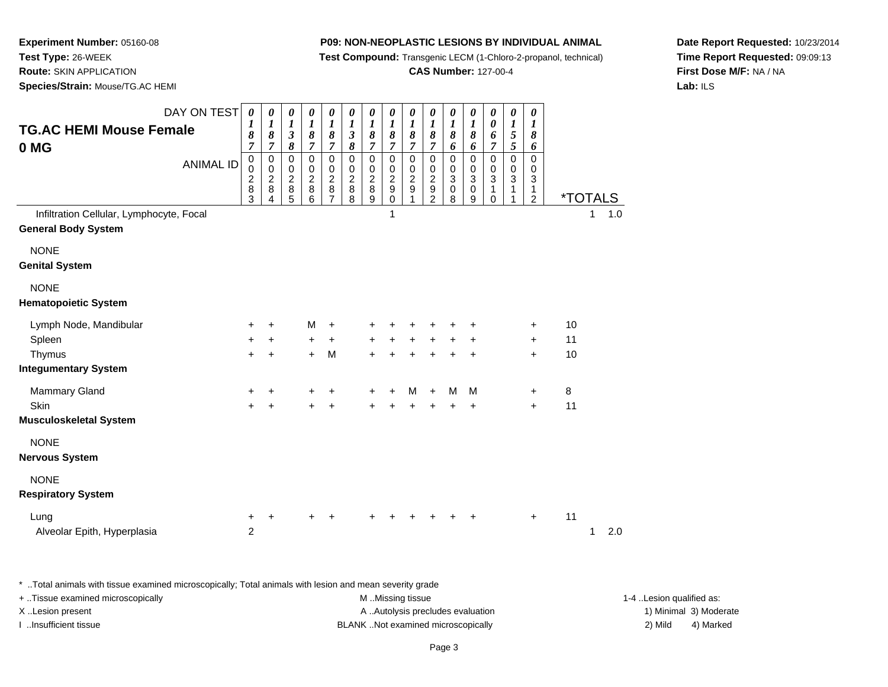**Experiment Number:** 05160-08
**Test Type:** 26-WEEK
**Route:** SKIN APPLICATION
**Species/Strain:** Mouse/TG.AC HEMI

**P09: NON-NEOPLASTIC LESIONS BY INDIVIDUAL ANIMAL**
**Test Compound:** Transgenic LECM (1-Chloro-2-propanol, technical)
**CAS Number:** 127-00-4

**Date Report Requested:** 10/23/2014
**Time Report Requested:** 09:09:13
**First Dose M/F:** NA / NA
**Lab:** ILS

## TG.AC HEMI Mouse Female 0 MG

| DAY ON TEST | 0187 | 0187 | 0138 | 0187 | 0187 | 0138 | 0187 | 0187 | 0187 | 0187 | 0186 | 0186 | 0067 | 0155 | 0186 | *TOTALS | | |
|---|---|---|---|---|---|---|---|---|---|---|---|---|---|---|---|---|---|---|
| ANIMAL ID | 00283 | 00284 | 00285 | 00286 | 00287 | 00288 | 00289 | 00290 | 00291 | 00292 | 00308 | 00309 | 00310 | 00311 | 00312 | | | |
| Infiltration Cellular, Lymphocyte, Focal | | | | | | | | 1 | | | | | | | | | 1 | 1.0 |
| **General Body System** | | | | | | | | | | | | | | | | | | |
| NONE | | | | | | | | | | | | | | | | | | |
| **Genital System** | | | | | | | | | | | | | | | | | | |
| NONE | | | | | | | | | | | | | | | | | | |
| **Hematopoietic System** | | | | | | | | | | | | | | | | | | |
| Lymph Node, Mandibular | + | + | | M | + | | + | + | + | + | + | + | | | + | 10 | | |
| Spleen | + | + | | + | + | | + | + | + | + | + | + | | | + | 11 | | |
| Thymus | + | + | | + | M | | + | + | + | + | + | + | | | + | 10 | | |
| **Integumentary System** | | | | | | | | | | | | | | | | | | |
| Mammary Gland | + | + | | + | + | | + | + | M | + | M | M | | | + | 8 | | |
| Skin | + | + | | + | + | | + | + | + | + | + | + | | | + | 11 | | |
| **Musculoskeletal System** | | | | | | | | | | | | | | | | | | |
| NONE | | | | | | | | | | | | | | | | | | |
| **Nervous System** | | | | | | | | | | | | | | | | | | |
| NONE | | | | | | | | | | | | | | | | | | |
| **Respiratory System** | | | | | | | | | | | | | | | | | | |
| Lung | + | + | | + | + | | + | + | + | + | + | + | | | + | 11 | | |
| Alveolar Epith, Hyperplasia | 2 | | | | | | | | | | | | | | | | 1 | 2.0 |

\* ..Total animals with tissue examined microscopically; Total animals with lesion and mean severity grade
+ ..Tissue examined microscopically
X ..Lesion present
I ..Insufficient tissue
M ..Missing tissue
A ..Autolysis precludes evaluation
BLANK ..Not examined microscopically
1-4 ..Lesion qualified as:
1) Minimal 3) Moderate
2) Mild 4) Marked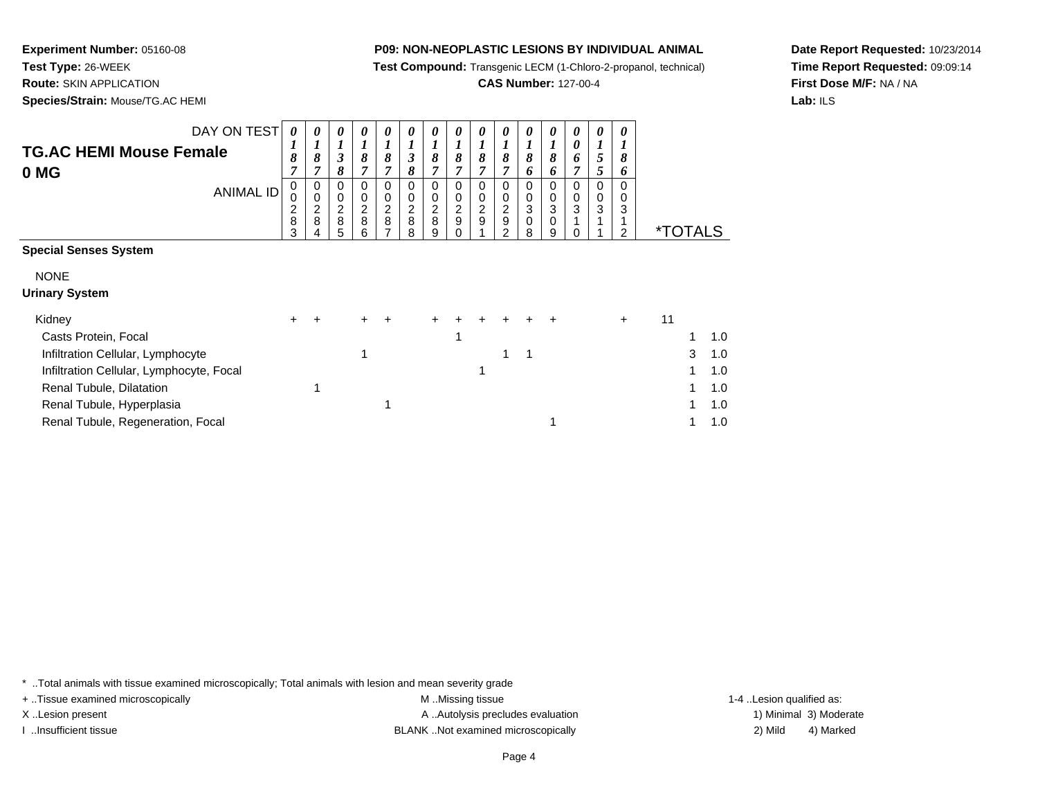**Experiment Number:** 05160-08
**Test Type:** 26-WEEK
**Route:** SKIN APPLICATION
**Species/Strain:** Mouse/TG.AC HEMI

**P09: NON-NEOPLASTIC LESIONS BY INDIVIDUAL ANIMAL**
**Test Compound:** Transgenic LECM (1-Chloro-2-propanol, technical)
**CAS Number:** 127-00-4

**Date Report Requested:** 10/23/2014
**Time Report Requested:** 09:09:14
**First Dose M/F:** NA / NA
**Lab:** ILS

## TG.AC HEMI Mouse Female 0 MG

| DAY ON TEST | 0187 | 0187 | 0138 | 0187 | 0187 | 0138 | 0187 | 0187 | 0187 | 0187 | 0186 | 0186 | 0067 | 0155 | 0186 | *TOTALS | |
|---|---|---|---|---|---|---|---|---|---|---|---|---|---|---|---|---|---|
| **ANIMAL ID** | 00283 | 00284 | 00285 | 00286 | 00287 | 00288 | 00289 | 00290 | 00291 | 00292 | 00308 | 00309 | 00310 | 00311 | 00312 | | |
| **Special Senses System** | | | | | | | | | | | | | | | | | |
| NONE | | | | | | | | | | | | | | | | | |
| **Urinary System** | | | | | | | | | | | | | | | | | |
| Kidney | + | + | | + | + | | + | + | + | + | + | + | | | + | 11 | |
| Casts Protein, Focal | | | | | | | | 1 | | | | | | | | 1 | 1.0 |
| Infiltration Cellular, Lymphocyte | | | | 1 | | | | | | 1 | 1 | | | | | 3 | 1.0 |
| Infiltration Cellular, Lymphocyte, Focal | | | | | | | | | 1 | | | | | | | 1 | 1.0 |
| Renal Tubule, Dilatation | | 1 | | | | | | | | | | | | | | 1 | 1.0 |
| Renal Tubule, Hyperplasia | | | | | 1 | | | | | | | | | | | 1 | 1.0 |
| Renal Tubule, Regeneration, Focal | | | | | | | | | | | | 1 | | | | 1 | 1.0 |

* ..Total animals with tissue examined microscopically; Total animals with lesion and mean severity grade
+ ..Tissue examined microscopically
X ..Lesion present
I ..Insufficient tissue
M ..Missing tissue
A ..Autolysis precludes evaluation
BLANK ..Not examined microscopically
1-4 ..Lesion qualified as: 1) Minimal 2) Mild 3) Moderate 4) Marked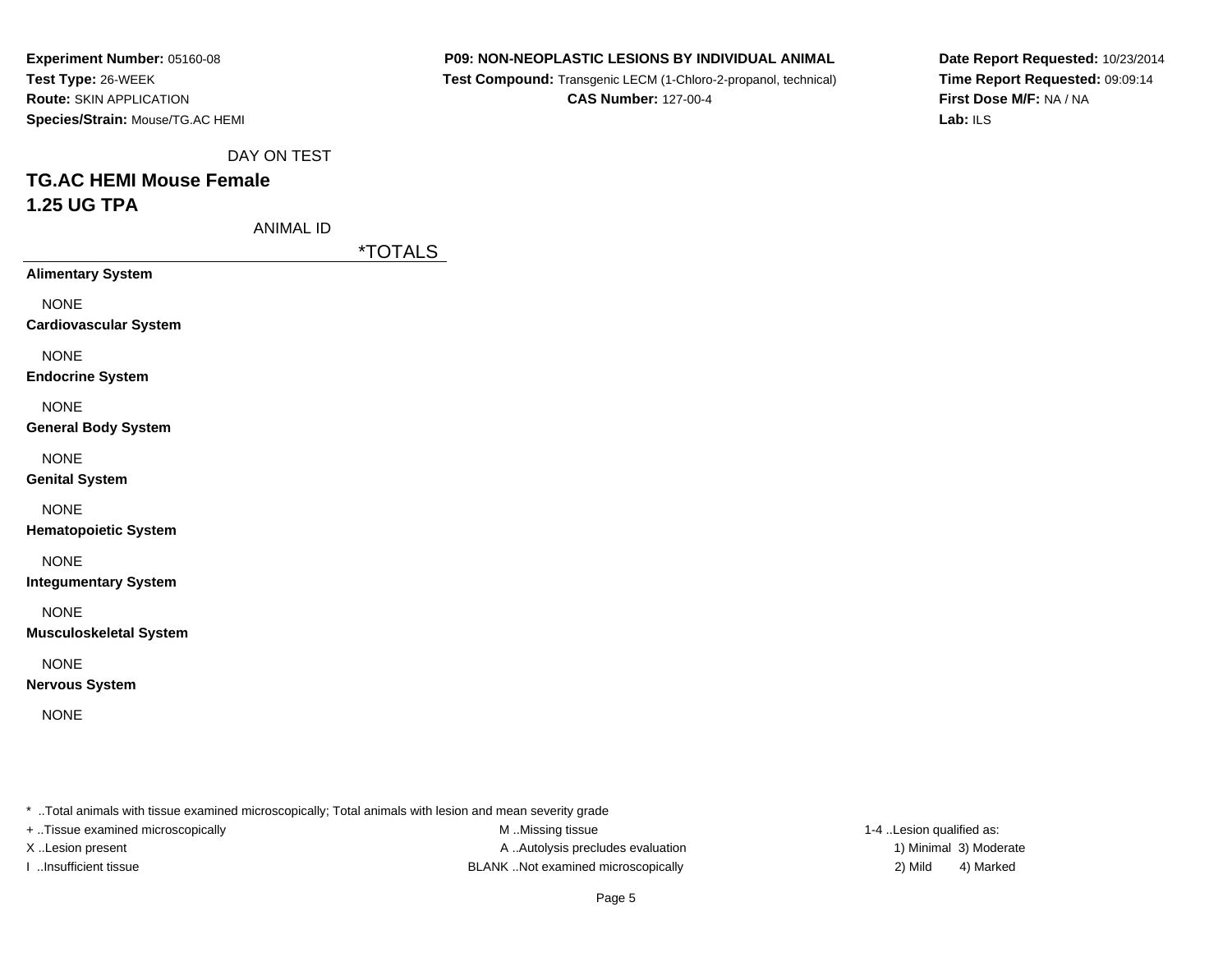**Experiment Number:** 05160-08
**Test Type:** 26-WEEK
**Route:** SKIN APPLICATION
**Species/Strain:** Mouse/TG.AC HEMI

**P09: NON-NEOPLASTIC LESIONS BY INDIVIDUAL ANIMAL**
**Test Compound:** Transgenic LECM (1-Chloro-2-propanol, technical)
**CAS Number:** 127-00-4

**Date Report Requested:** 10/23/2014
**Time Report Requested:** 09:09:14
**First Dose M/F:** NA / NA
**Lab:** ILS

DAY ON TEST

## TG.AC HEMI Mouse Female
## 1.25 UG TPA

ANIMAL ID

| | *TOTALS |
|---|---|
| **Alimentary System** | |
| NONE | |
| **Cardiovascular System** | |
| NONE | |
| **Endocrine System** | |
| NONE | |
| **General Body System** | |
| NONE | |
| **Genital System** | |
| NONE | |
| **Hematopoietic System** | |
| NONE | |
| **Integumentary System** | |
| NONE | |
| **Musculoskeletal System** | |
| NONE | |
| **Nervous System** | |
| NONE | |

* ..Total animals with tissue examined microscopically; Total animals with lesion and mean severity grade
+ ..Tissue examined microscopically
X ..Lesion present
I ..Insufficient tissue
M ..Missing tissue
A ..Autolysis precludes evaluation
BLANK ..Not examined microscopically
1-4 ..Lesion qualified as:
1) Minimal 3) Moderate
2) Mild 4) Marked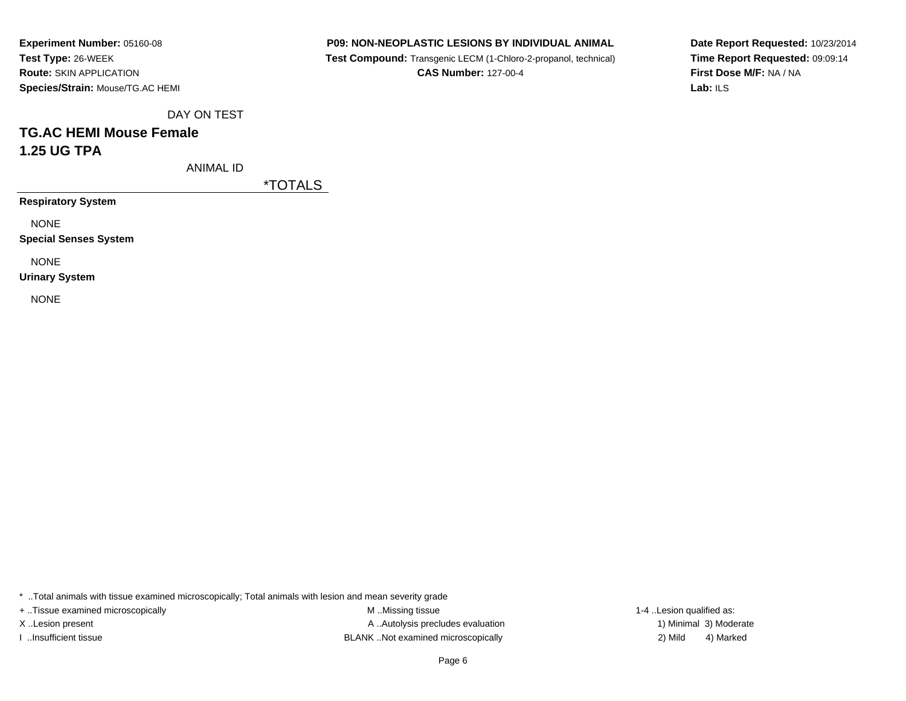**Experiment Number:** 05160-08
**Test Type:** 26-WEEK
**Route:** SKIN APPLICATION
**Species/Strain:** Mouse/TG.AC HEMI

**P09: NON-NEOPLASTIC LESIONS BY INDIVIDUAL ANIMAL**
**Test Compound:** Transgenic LECM (1-Chloro-2-propanol, technical)
**CAS Number:** 127-00-4

**Date Report Requested:** 10/23/2014
**Time Report Requested:** 09:09:14
**First Dose M/F:** NA / NA
**Lab:** ILS

DAY ON TEST

## TG.AC HEMI Mouse Female
## 1.25 UG TPA

ANIMAL ID

| | *TOTALS |
|---|---|
| **Respiratory System** | |
| NONE | |
| **Special Senses System** | |
| NONE | |
| **Urinary System** | |
| NONE | |

* ..Total animals with tissue examined microscopically; Total animals with lesion and mean severity grade

+ ..Tissue examined microscopically
X ..Lesion present
I ..Insufficient tissue

M ..Missing tissue
A ..Autolysis precludes evaluation
BLANK ..Not examined microscopically

1-4 ..Lesion qualified as:
1) Minimal 3) Moderate
2) Mild 4) Marked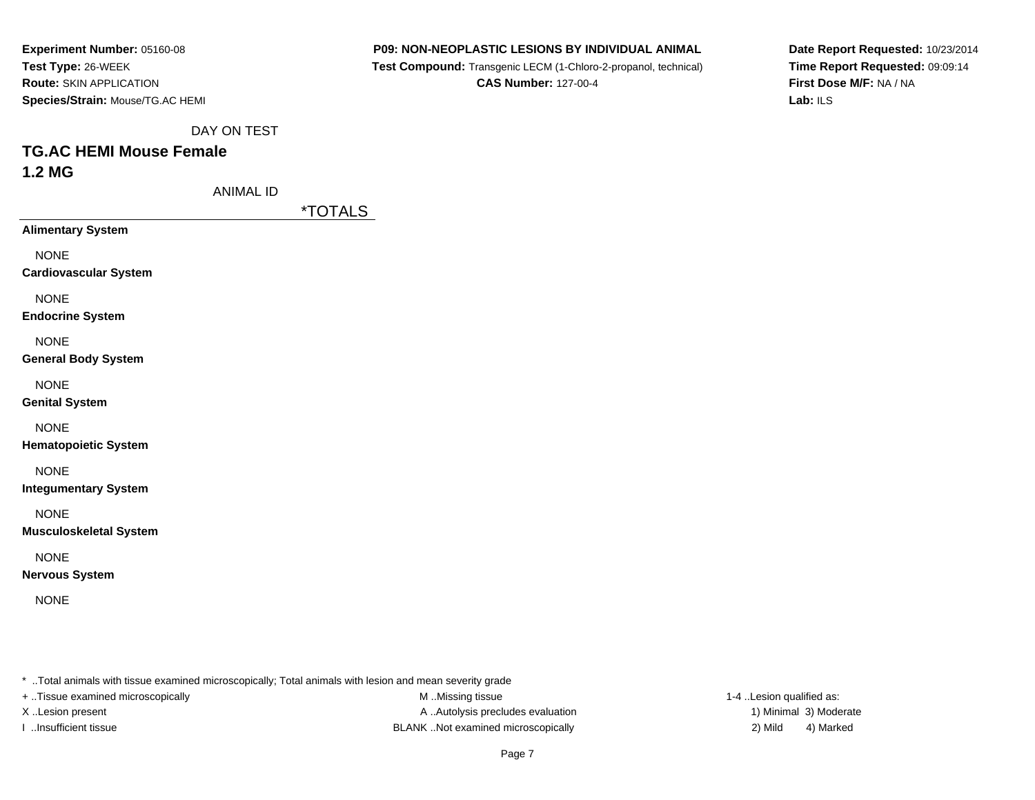**Experiment Number:** 05160-08
**Test Type:** 26-WEEK
**Route:** SKIN APPLICATION
**Species/Strain:** Mouse/TG.AC HEMI

**P09: NON-NEOPLASTIC LESIONS BY INDIVIDUAL ANIMAL**
**Test Compound:** Transgenic LECM (1-Chloro-2-propanol, technical)
**CAS Number:** 127-00-4

**Date Report Requested:** 10/23/2014
**Time Report Requested:** 09:09:14
**First Dose M/F:** NA / NA
**Lab:** ILS

DAY ON TEST

## TG.AC HEMI Mouse Female
## 1.2 MG

ANIMAL ID

| | *TOTALS |
|---|---|
| **Alimentary System** | |
| NONE | |
| **Cardiovascular System** | |
| NONE | |
| **Endocrine System** | |
| NONE | |
| **General Body System** | |
| NONE | |
| **Genital System** | |
| NONE | |
| **Hematopoietic System** | |
| NONE | |
| **Integumentary System** | |
| NONE | |
| **Musculoskeletal System** | |
| NONE | |
| **Nervous System** | |
| NONE | |

* ..Total animals with tissue examined microscopically; Total animals with lesion and mean severity grade
+ ..Tissue examined microscopically
X ..Lesion present
I ..Insufficient tissue
M ..Missing tissue
A ..Autolysis precludes evaluation
BLANK ..Not examined microscopically
1-4 ..Lesion qualified as:
1) Minimal 3) Moderate
2) Mild 4) Marked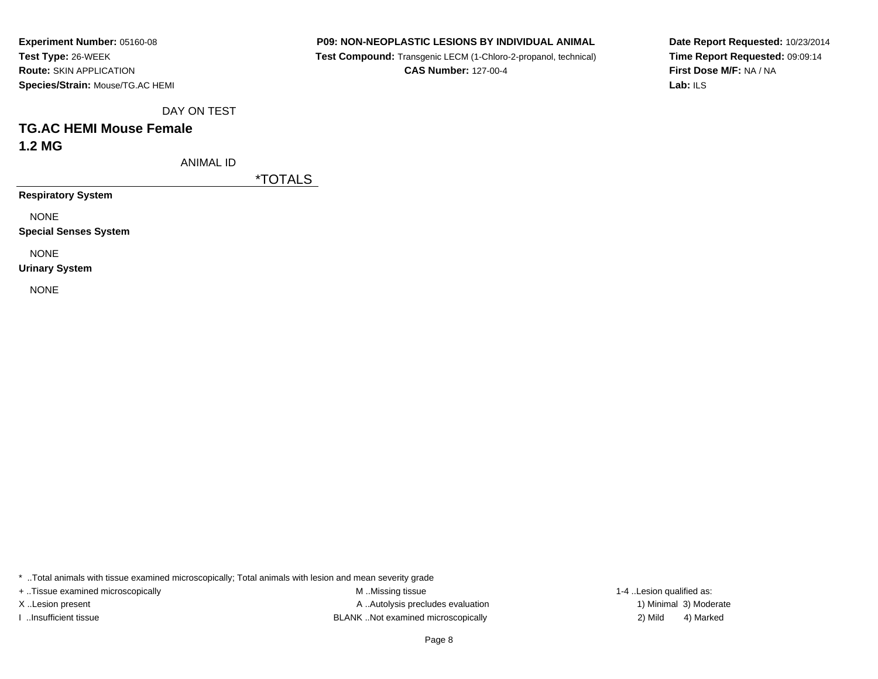**Experiment Number:** 05160-08
**Test Type:** 26-WEEK
**Route:** SKIN APPLICATION
**Species/Strain:** Mouse/TG.AC HEMI

**P09: NON-NEOPLASTIC LESIONS BY INDIVIDUAL ANIMAL**
**Test Compound:** Transgenic LECM (1-Chloro-2-propanol, technical)
**CAS Number:** 127-00-4

**Date Report Requested:** 10/23/2014
**Time Report Requested:** 09:09:14
**First Dose M/F:** NA / NA
**Lab:** ILS

DAY ON TEST

## TG.AC HEMI Mouse Female

## 1.2 MG

ANIMAL ID

| | *TOTALS |
|---|---|
| **Respiratory System** | |
| NONE | |
| **Special Senses System** | |
| NONE | |
| **Urinary System** | |
| NONE | |

* ..Total animals with tissue examined microscopically; Total animals with lesion and mean severity grade

+ ..Tissue examined microscopically
X ..Lesion present
I ..Insufficient tissue

M ..Missing tissue
A ..Autolysis precludes evaluation
BLANK ..Not examined microscopically

1-4 ..Lesion qualified as:
1) Minimal 3) Moderate
2) Mild 4) Marked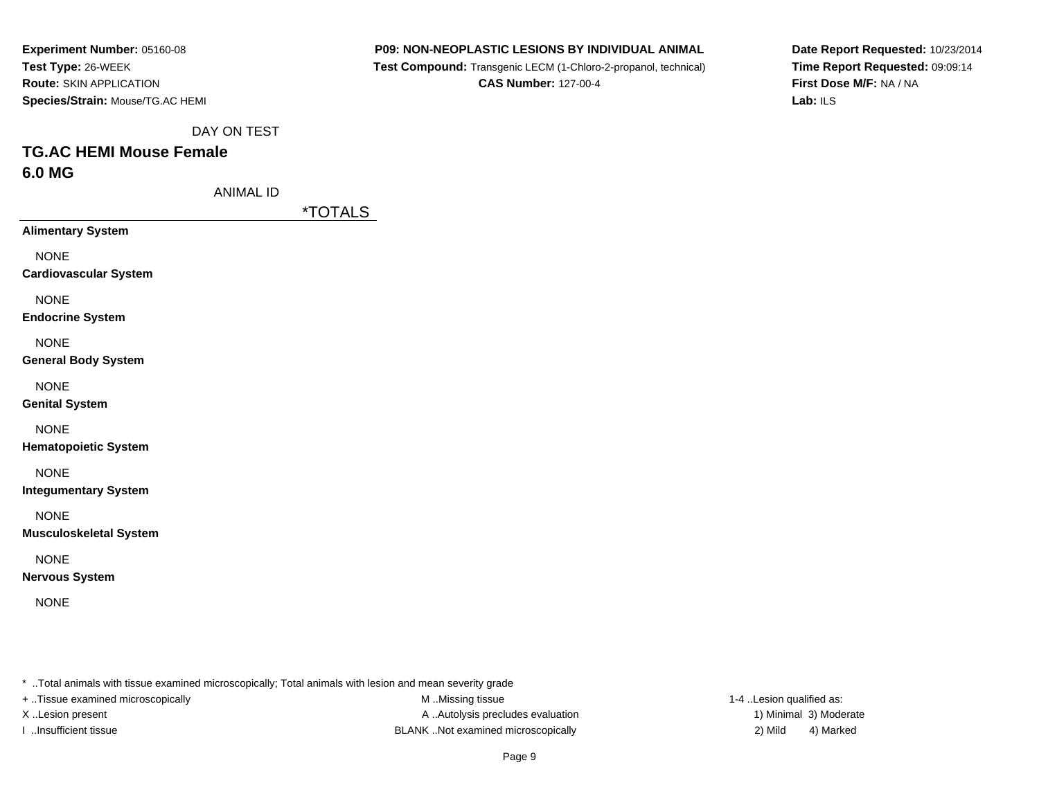**Experiment Number:** 05160-08
**Test Type:** 26-WEEK
**Route:** SKIN APPLICATION
**Species/Strain:** Mouse/TG.AC HEMI

**P09: NON-NEOPLASTIC LESIONS BY INDIVIDUAL ANIMAL**
**Test Compound:** Transgenic LECM (1-Chloro-2-propanol, technical)
**CAS Number:** 127-00-4

**Date Report Requested:** 10/23/2014
**Time Report Requested:** 09:09:14
**First Dose M/F:** NA / NA
**Lab:** ILS

DAY ON TEST

## TG.AC HEMI Mouse Female
## 6.0 MG

ANIMAL ID

| | *TOTALS |
|---|---|
| **Alimentary System** | |
| NONE | |
| **Cardiovascular System** | |
| NONE | |
| **Endocrine System** | |
| NONE | |
| **General Body System** | |
| NONE | |
| **Genital System** | |
| NONE | |
| **Hematopoietic System** | |
| NONE | |
| **Integumentary System** | |
| NONE | |
| **Musculoskeletal System** | |
| NONE | |
| **Nervous System** | |
| NONE | |

* ..Total animals with tissue examined microscopically; Total animals with lesion and mean severity grade
+ ..Tissue examined microscopically
X ..Lesion present
I ..Insufficient tissue
M ..Missing tissue
A ..Autolysis precludes evaluation
BLANK ..Not examined microscopically
1-4 ..Lesion qualified as:
1) Minimal 3) Moderate
2) Mild 4) Marked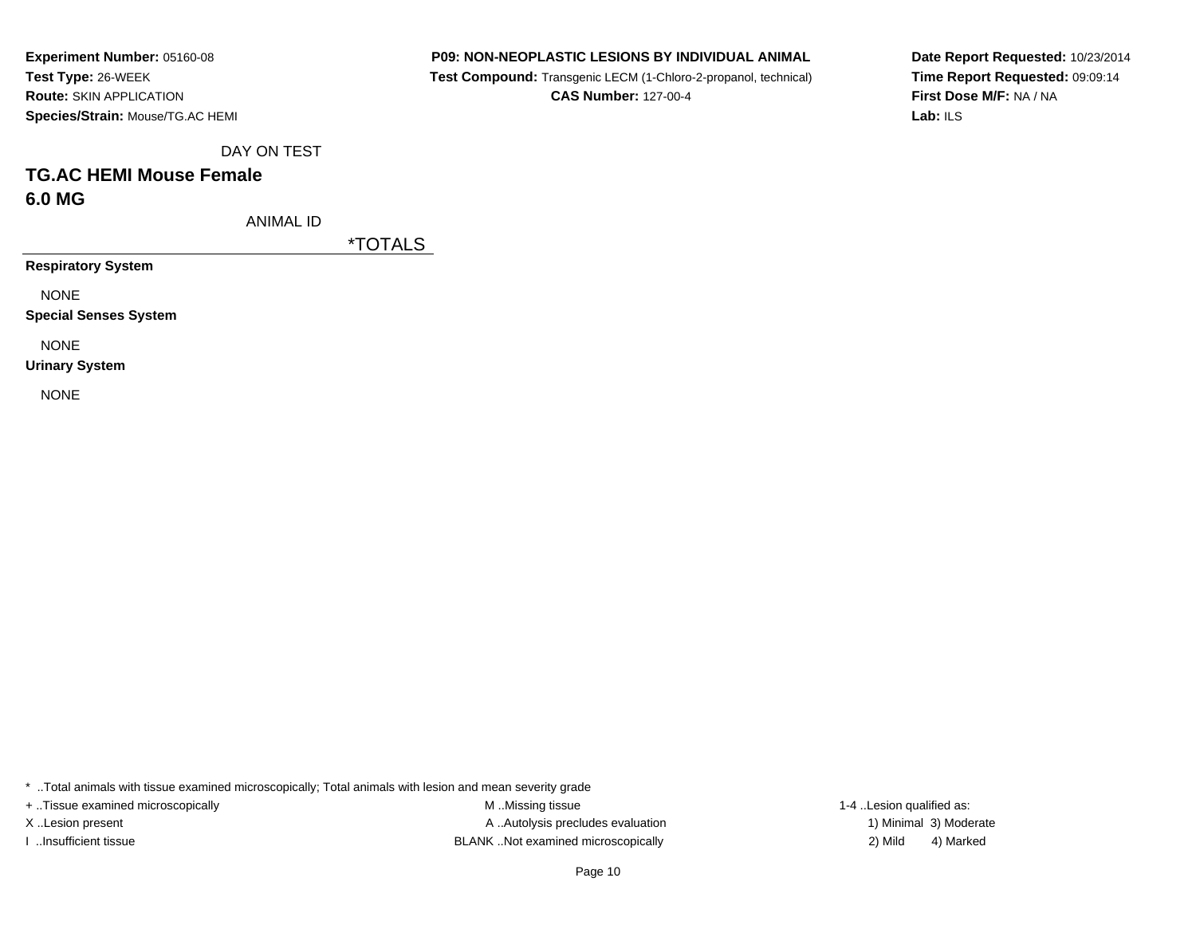**Experiment Number:** 05160-08
**Test Type:** 26-WEEK
**Route:** SKIN APPLICATION
**Species/Strain:** Mouse/TG.AC HEMI

**P09: NON-NEOPLASTIC LESIONS BY INDIVIDUAL ANIMAL**
**Test Compound:** Transgenic LECM (1-Chloro-2-propanol, technical)
**CAS Number:** 127-00-4

**Date Report Requested:** 10/23/2014
**Time Report Requested:** 09:09:14
**First Dose M/F:** NA / NA
**Lab:** ILS

DAY ON TEST

## TG.AC HEMI Mouse Female
## 6.0 MG

ANIMAL ID

| | *TOTALS |
|---|---|
| **Respiratory System** | |
| NONE | |
| **Special Senses System** | |
| NONE | |
| **Urinary System** | |
| NONE | |

* ..Total animals with tissue examined microscopically; Total animals with lesion and mean severity grade

+ ..Tissue examined microscopically
X ..Lesion present
I ..Insufficient tissue

M ..Missing tissue
A ..Autolysis precludes evaluation
BLANK ..Not examined microscopically

1-4 ..Lesion qualified as:
1) Minimal 3) Moderate
2) Mild 4) Marked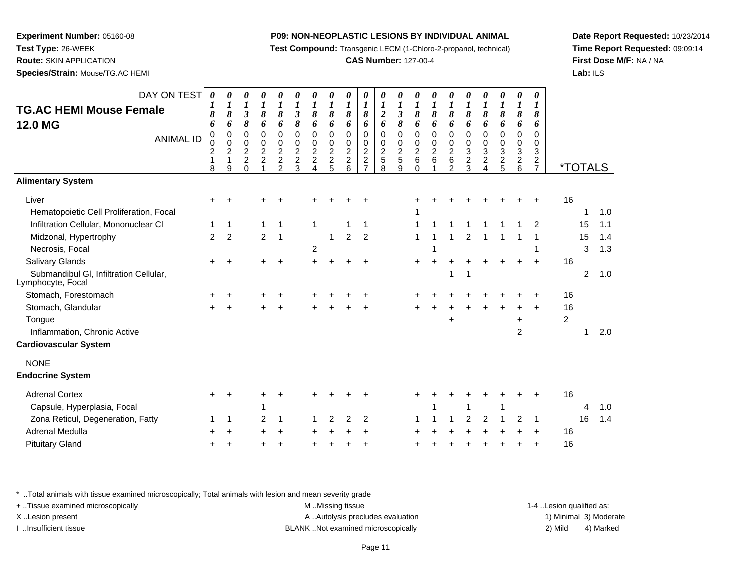**Experiment Number:** 05160-08
**Test Type:** 26-WEEK
**Route:** SKIN APPLICATION
**Species/Strain:** Mouse/TG.AC HEMI

**P09: NON-NEOPLASTIC LESIONS BY INDIVIDUAL ANIMAL**
**Test Compound:** Transgenic LECM (1-Chloro-2-propanol, technical)
**CAS Number:** 127-00-4

**Date Report Requested:** 10/23/2014
**Time Report Requested:** 09:09:14
**First Dose M/F:** NA / NA
**Lab:** ILS

## TG.AC HEMI Mouse Female 12.0 MG

| DAY ON TEST | 0186 | 0186 | 0138 | 0186 | 0186 | 0138 | 0186 | 0186 | 0186 | 0186 | 0126 | 0138 | 0186 | 0186 | 0186 | 0186 | 0186 | 0186 | 0186 | 0186 | *TOTALS | | |
|---|---|---|---|---|---|---|---|---|---|---|---|---|---|---|---|---|---|---|---|---|---|---|---|
| **ANIMAL ID** | 00218 | 00219 | 00220 | 00221 | 00222 | 00223 | 00224 | 00225 | 00226 | 00227 | 00258 | 00259 | 00260 | 00261 | 00262 | 00323 | 00324 | 00325 | 00326 | 00327 | | | |
| **Alimentary System** | | | | | | | | | | | | | | | | | | | | | | | |
| Liver | + | + | | + | + | | + | + | + | + | | | + | + | + | + | + | + | + | + | 16 | | |
| Hematopoietic Cell Proliferation, Focal | | | | | | | | | | | | | 1 | | | | | | | | | 1 | 1.0 |
| Infiltration Cellular, Mononuclear Cl | 1 | 1 | | 1 | 1 | | 1 | | 1 | 1 | | | 1 | 1 | 1 | 1 | 1 | 1 | 1 | 2 | | 15 | 1.1 |
| Midzonal, Hypertrophy | 2 | 2 | | 2 | 1 | | | 1 | 2 | 2 | | | 1 | 1 | 1 | 2 | 1 | 1 | 1 | 1 | | 15 | 1.4 |
| Necrosis, Focal | | | | | | | 2 | | | | | | | 1 | | | | | | 1 | | 3 | 1.3 |
| Salivary Glands | + | + | | + | + | | + | + | + | + | | | + | + | + | + | + | + | + | + | 16 | | |
| Submandibul Gl, Infiltration Cellular, Lymphocyte, Focal | | | | | | | | | | | | | | | 1 | 1 | | | | | | 2 | 1.0 |
| Stomach, Forestomach | + | + | | + | + | | + | + | + | + | | | + | + | + | + | + | + | + | + | 16 | | |
| Stomach, Glandular | + | + | | + | + | | + | + | + | + | | | + | + | + | + | + | + | + | + | 16 | | |
| Tongue | | | | | | | | | | | | | | | + | | | | + | | 2 | | |
| Inflammation, Chronic Active | | | | | | | | | | | | | | | | | | | 2 | | | 1 | 2.0 |
| **Cardiovascular System** | | | | | | | | | | | | | | | | | | | | | | | |
| NONE | | | | | | | | | | | | | | | | | | | | | | | |
| **Endocrine System** | | | | | | | | | | | | | | | | | | | | | | | |
| Adrenal Cortex | + | + | | + | + | | + | + | + | + | | | + | + | + | + | + | + | + | + | 16 | | |
| Capsule, Hyperplasia, Focal | | | | 1 | | | | | | | | | | 1 | | 1 | | 1 | | | | 4 | 1.0 |
| Zona Reticul, Degeneration, Fatty | 1 | 1 | | 2 | 1 | | 1 | 2 | 2 | 2 | | | 1 | 1 | 1 | 2 | 2 | 1 | 2 | 1 | | 16 | 1.4 |
| Adrenal Medulla | + | + | | + | + | | + | + | + | + | | | + | + | + | + | + | + | + | + | 16 | | |
| Pituitary Gland | + | + | | + | + | | + | + | + | + | | | + | + | + | + | + | + | + | + | 16 | | |

* ..Total animals with tissue examined microscopically; Total animals with lesion and mean severity grade

+ ..Tissue examined microscopically
X ..Lesion present
I ..Insufficient tissue

M ..Missing tissue
A ..Autolysis precludes evaluation
BLANK ..Not examined microscopically

1-4 ..Lesion qualified as:
1) Minimal 3) Moderate
2) Mild 4) Marked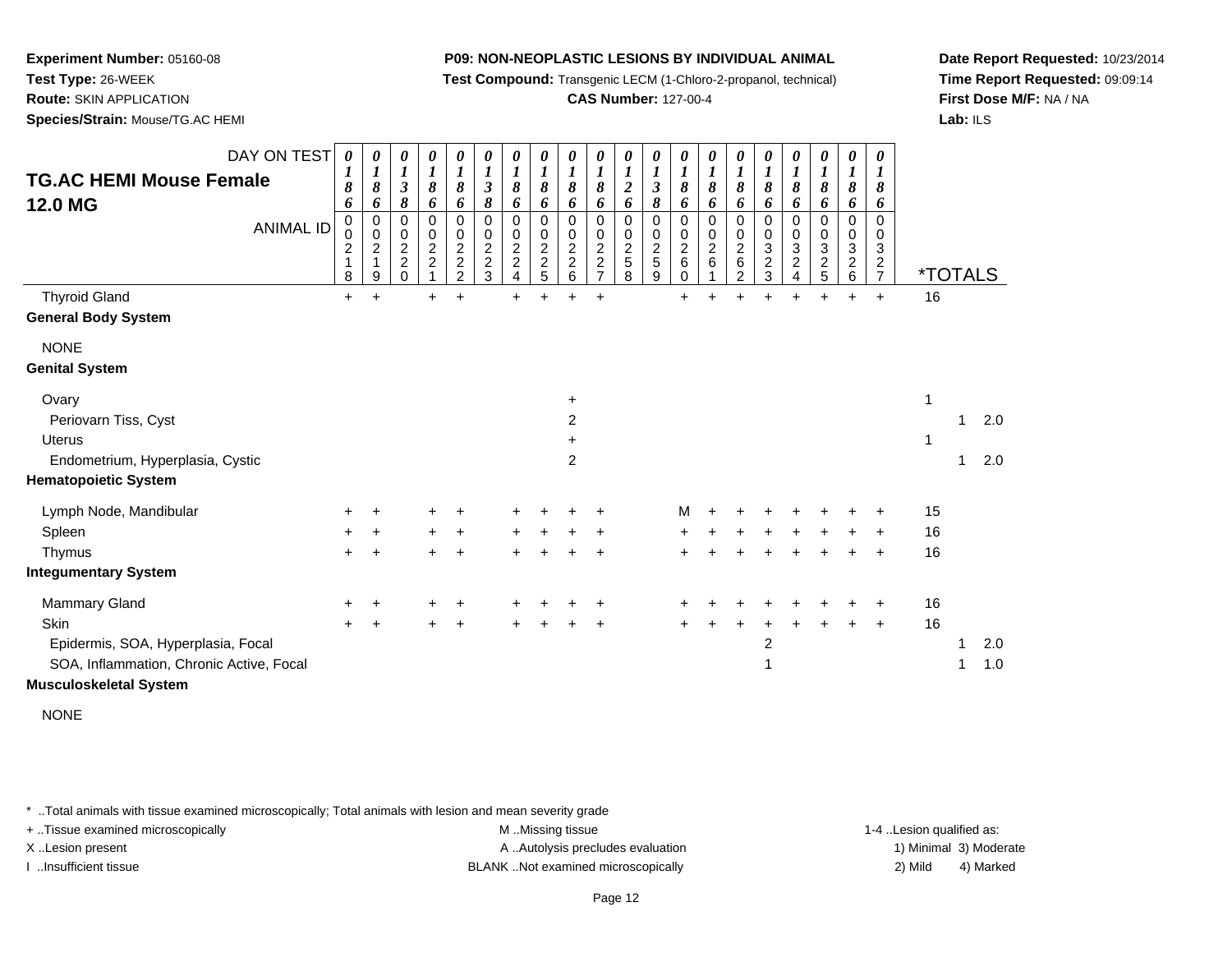**Experiment Number:** 05160-08
**Test Type:** 26-WEEK
**Route:** SKIN APPLICATION
**Species/Strain:** Mouse/TG.AC HEMI

**P09: NON-NEOPLASTIC LESIONS BY INDIVIDUAL ANIMAL**
**Test Compound:** Transgenic LECM (1-Chloro-2-propanol, technical)
**CAS Number:** 127-00-4

**Date Report Requested:** 10/23/2014
**Time Report Requested:** 09:09:14
**First Dose M/F:** NA / NA
**Lab:** ILS

## TG.AC HEMI Mouse Female 12.0 MG

| DAY ON TEST | 0186 | 0186 | 0138 | 0186 | 0186 | 0138 | 0186 | 0186 | 0186 | 0186 | 0126 | 0138 | 0186 | 0186 | 0186 | 0186 | 0186 | 0186 | 0186 | 0186 | *TOTALS | | |
|---|---|---|---|---|---|---|---|---|---|---|---|---|---|---|---|---|---|---|---|---|---|---|---|
| ANIMAL ID | 00218 | 00219 | 00220 | 00221 | 00222 | 00223 | 00224 | 00225 | 00226 | 00227 | 00258 | 00259 | 00260 | 00261 | 00262 | 00323 | 00324 | 00325 | 00326 | 00327 | | | |
| Thyroid Gland | + | + | | + | + | | + | + | + | + | | | + | + | + | + | + | + | + | + | 16 | | |
| **General Body System** | | | | | | | | | | | | | | | | | | | | | | | |
| NONE | | | | | | | | | | | | | | | | | | | | | | | |
| **Genital System** | | | | | | | | | | | | | | | | | | | | | | | |
| Ovary | | | | | | | | | + | | | | | | | | | | | | 1 | | |
| Periovarn Tiss, Cyst | | | | | | | | | 2 | | | | | | | | | | | | | 1 | 2.0 |
| Uterus | | | | | | | | | + | | | | | | | | | | | | 1 | | |
| Endometrium, Hyperplasia, Cystic | | | | | | | | | 2 | | | | | | | | | | | | | 1 | 2.0 |
| **Hematopoietic System** | | | | | | | | | | | | | | | | | | | | | | | |
| Lymph Node, Mandibular | + | + | | + | + | | + | + | + | + | | | M | + | + | + | + | + | + | + | 15 | | |
| Spleen | + | + | | + | + | | + | + | + | + | | | + | + | + | + | + | + | + | + | 16 | | |
| Thymus | + | + | | + | + | | + | + | + | + | | | + | + | + | + | + | + | + | + | 16 | | |
| **Integumentary System** | | | | | | | | | | | | | | | | | | | | | | | |
| Mammary Gland | + | + | | + | + | | + | + | + | + | | | + | + | + | + | + | + | + | + | 16 | | |
| Skin | + | + | | + | + | | + | + | + | + | | | + | + | + | + | + | + | + | + | 16 | | |
| Epidermis, SOA, Hyperplasia, Focal | | | | | | | | | | | | | | | | 2 | | | | | | 1 | 2.0 |
| SOA, Inflammation, Chronic Active, Focal | | | | | | | | | | | | | | | | 1 | | | | | | 1 | 1.0 |
| **Musculoskeletal System** | | | | | | | | | | | | | | | | | | | | | | | |
| NONE | | | | | | | | | | | | | | | | | | | | | | | |

\* ..Total animals with tissue examined microscopically; Total animals with lesion and mean severity grade
+ ..Tissue examined microscopically
X ..Lesion present
I ..Insufficient tissue
M ..Missing tissue
A ..Autolysis precludes evaluation
BLANK ..Not examined microscopically
1-4 ..Lesion qualified as: 1) Minimal 2) Mild 3) Moderate 4) Marked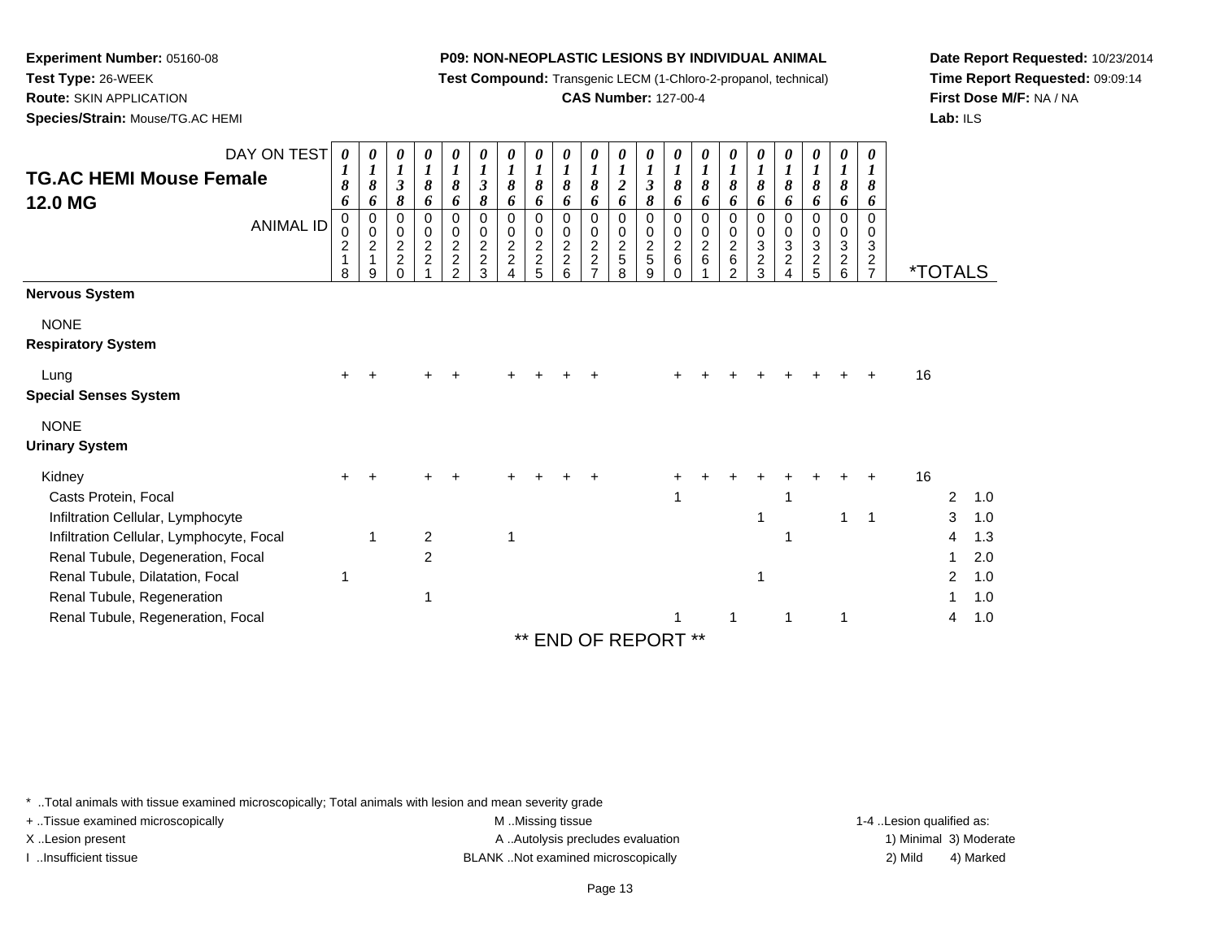**Experiment Number:** 05160-08
**Test Type:** 26-WEEK
**Route:** SKIN APPLICATION
**Species/Strain:** Mouse/TG.AC HEMI

**P09: NON-NEOPLASTIC LESIONS BY INDIVIDUAL ANIMAL**
**Test Compound:** Transgenic LECM (1-Chloro-2-propanol, technical)
**CAS Number:** 127-00-4

**Date Report Requested:** 10/23/2014
**Time Report Requested:** 09:09:14
**First Dose M/F:** NA / NA
**Lab:** ILS

## TG.AC HEMI Mouse Female 12.0 MG

| DAY ON TEST | 0186 | 0186 | 0138 | 0186 | 0186 | 0138 | 0186 | 0186 | 0186 | 0186 | 0126 | 0138 | 0186 | 0186 | 0186 | 0186 | 0186 | 0186 | 0186 | 0186 | | | |
|---|---|---|---|---|---|---|---|---|---|---|---|---|---|---|---|---|---|---|---|---|---|---|---|
| **ANIMAL ID** | 0218 | 0219 | 0220 | 0221 | 0222 | 0223 | 0224 | 0225 | 0226 | 0227 | 0258 | 0259 | 0260 | 0261 | 0262 | 0323 | 0324 | 0325 | 0326 | 0327 | ***TOTALS** | | |
| **Nervous System** | | | | | | | | | | | | | | | | | | | | | | | |
| NONE | | | | | | | | | | | | | | | | | | | | | | | |
| **Respiratory System** | | | | | | | | | | | | | | | | | | | | | | | |
| Lung | + | + | | + | + | | + | + | + | + | | | + | + | + | + | + | + | + | + | 16 | | |
| **Special Senses System** | | | | | | | | | | | | | | | | | | | | | | | |
| NONE | | | | | | | | | | | | | | | | | | | | | | | |
| **Urinary System** | | | | | | | | | | | | | | | | | | | | | | | |
| Kidney | + | + | | + | + | | + | + | + | + | | | + | + | + | + | + | + | + | + | 16 | | |
| Casts Protein, Focal | | | | | | | | | | | | | 1 | | | | 1 | | | | | 2 | 1.0 |
| Infiltration Cellular, Lymphocyte | | | | | | | | | | | | | | | | 1 | | | 1 | 1 | | 3 | 1.0 |
| Infiltration Cellular, Lymphocyte, Focal | | 1 | | 2 | | | 1 | | | | | | | | | | 1 | | | | | 4 | 1.3 |
| Renal Tubule, Degeneration, Focal | | | | 2 | | | | | | | | | | | | | | | | | | 1 | 2.0 |
| Renal Tubule, Dilatation, Focal | 1 | | | | | | | | | | | | | | | 1 | | | | | | 2 | 1.0 |
| Renal Tubule, Regeneration | | | | 1 | | | | | | | | | | | | | | | | | | 1 | 1.0 |
| Renal Tubule, Regeneration, Focal | | | | | | | | | | | | | 1 | | 1 | | 1 | | 1 | | | 4 | 1.0 |

** END OF REPORT **

* ..Total animals with tissue examined microscopically; Total animals with lesion and mean severity grade
+ ..Tissue examined microscopically
X ..Lesion present
I ..Insufficient tissue

M ..Missing tissue
A ..Autolysis precludes evaluation
BLANK ..Not examined microscopically

1-4 ..Lesion qualified as:
1) Minimal 3) Moderate
2) Mild 4) Marked